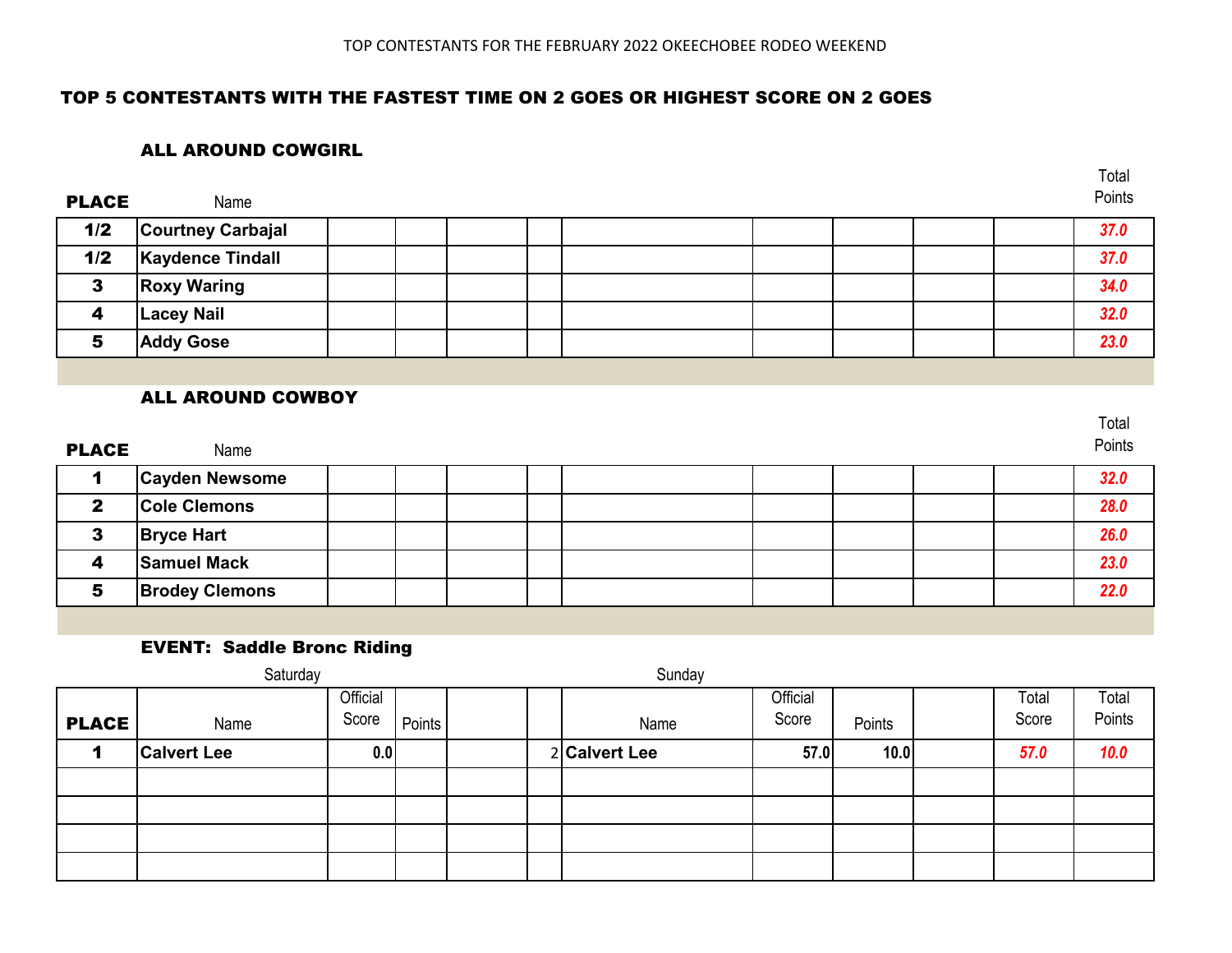TOP CONTESTANTS FOR THE FEBRUARY 2022 OKEECHOBEE RODEO WEEKEND

## TOP 5 CONTESTANTS WITH THE FASTEST TIME ON 2 GOES OR HIGHEST SCORE ON 2 GOES

### ALL AROUND COWGIRL

| PLACE | Name | | | | | | | | | | Total Points |
|---|---|---|---|---|---|---|---|---|---|---|---|
| 1/2 | Courtney Carbajal | | | | | | | | | | 37.0 |
| 1/2 | Kaydence Tindall | | | | | | | | | | 37.0 |
| 3 | Roxy Waring | | | | | | | | | | 34.0 |
| 4 | Lacey Nail | | | | | | | | | | 32.0 |
| 5 | Addy Gose | | | | | | | | | | 23.0 |

### ALL AROUND COWBOY

| PLACE | Name | | | | | | | | | | Total Points |
|---|---|---|---|---|---|---|---|---|---|---|---|
| 1 | Cayden Newsome | | | | | | | | | | 32.0 |
| 2 | Cole Clemons | | | | | | | | | | 28.0 |
| 3 | Bryce Hart | | | | | | | | | | 26.0 |
| 4 | Samuel Mack | | | | | | | | | | 23.0 |
| 5 | Brodey Clemons | | | | | | | | | | 22.0 |

### EVENT: Saddle Bronc Riding

| | Saturday | | | | | Sunday | | | | | |
|---|---|---|---|---|---|---|---|---|---|---|---|
| PLACE | Name | Official Score | Points | | | Name | Official Score | Points | | Total Score | Total Points |
| 1 | Calvert Lee | 0.0 | | | 2 | Calvert Lee | 57.0 | 10.0 | | 57.0 | 10.0 |
| | | | | | | | | | | | |
| | | | | | | | | | | | |
| | | | | | | | | | | | |
| | | | | | | | | | | | |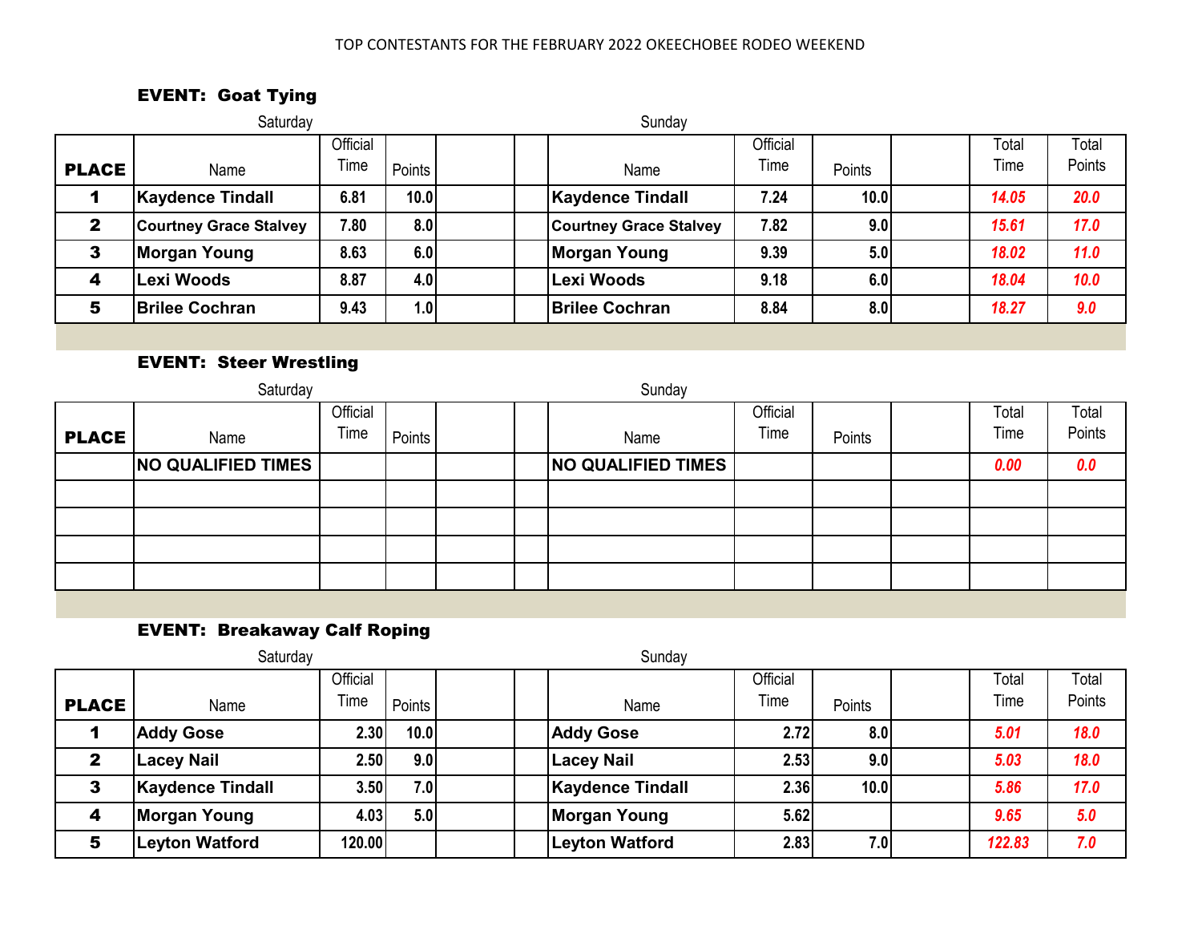TOP CONTESTANTS FOR THE FEBRUARY 2022 OKEECHOBEE RODEO WEEKEND

### EVENT: Goat Tying

| | Saturday | | | | | Sunday | | | | | |
|---|---|---|---|---|---|---|---|---|---|---|---|
| **PLACE** | Name | Official Time | Points | | | Name | Official Time | Points | | Total Time | Total Points |
| **1** | **Kaydence Tindall** | 6.81 | 10.0 | | | **Kaydence Tindall** | 7.24 | 10.0 | | *14.05* | *20.0* |
| **2** | **Courtney Grace Stalvey** | 7.80 | 8.0 | | | **Courtney Grace Stalvey** | 7.82 | 9.0 | | *15.61* | *17.0* |
| **3** | **Morgan Young** | 8.63 | 6.0 | | | **Morgan Young** | 9.39 | 5.0 | | *18.02* | *11.0* |
| **4** | **Lexi Woods** | 8.87 | 4.0 | | | **Lexi Woods** | 9.18 | 6.0 | | *18.04* | *10.0* |
| **5** | **Brilee Cochran** | 9.43 | 1.0 | | | **Brilee Cochran** | 8.84 | 8.0 | | *18.27* | *9.0* |

### EVENT: Steer Wrestling

| | Saturday | | | | | Sunday | | | | | |
|---|---|---|---|---|---|---|---|---|---|---|---|
| **PLACE** | Name | Official Time | Points | | | Name | Official Time | Points | | Total Time | Total Points |
| | **NO QUALIFIED TIMES** | | | | | **NO QUALIFIED TIMES** | | | | *0.00* | *0.0* |
| | | | | | | | | | | | |
| | | | | | | | | | | | |
| | | | | | | | | | | | |
| | | | | | | | | | | | |

### EVENT: Breakaway Calf Roping

| | Saturday | | | | | Sunday | | | | | |
|---|---|---|---|---|---|---|---|---|---|---|---|
| **PLACE** | Name | Official Time | Points | | | Name | Official Time | Points | | Total Time | Total Points |
| **1** | **Addy Gose** | 2.30 | 10.0 | | | **Addy Gose** | 2.72 | 8.0 | | *5.01* | *18.0* |
| **2** | **Lacey Nail** | 2.50 | 9.0 | | | **Lacey Nail** | 2.53 | 9.0 | | *5.03* | *18.0* |
| **3** | **Kaydence Tindall** | 3.50 | 7.0 | | | **Kaydence Tindall** | 2.36 | 10.0 | | *5.86* | *17.0* |
| **4** | **Morgan Young** | 4.03 | 5.0 | | | **Morgan Young** | 5.62 | | | *9.65* | *5.0* |
| **5** | **Leyton Watford** | 120.00 | | | | **Leyton Watford** | 2.83 | 7.0 | | *122.83* | *7.0* |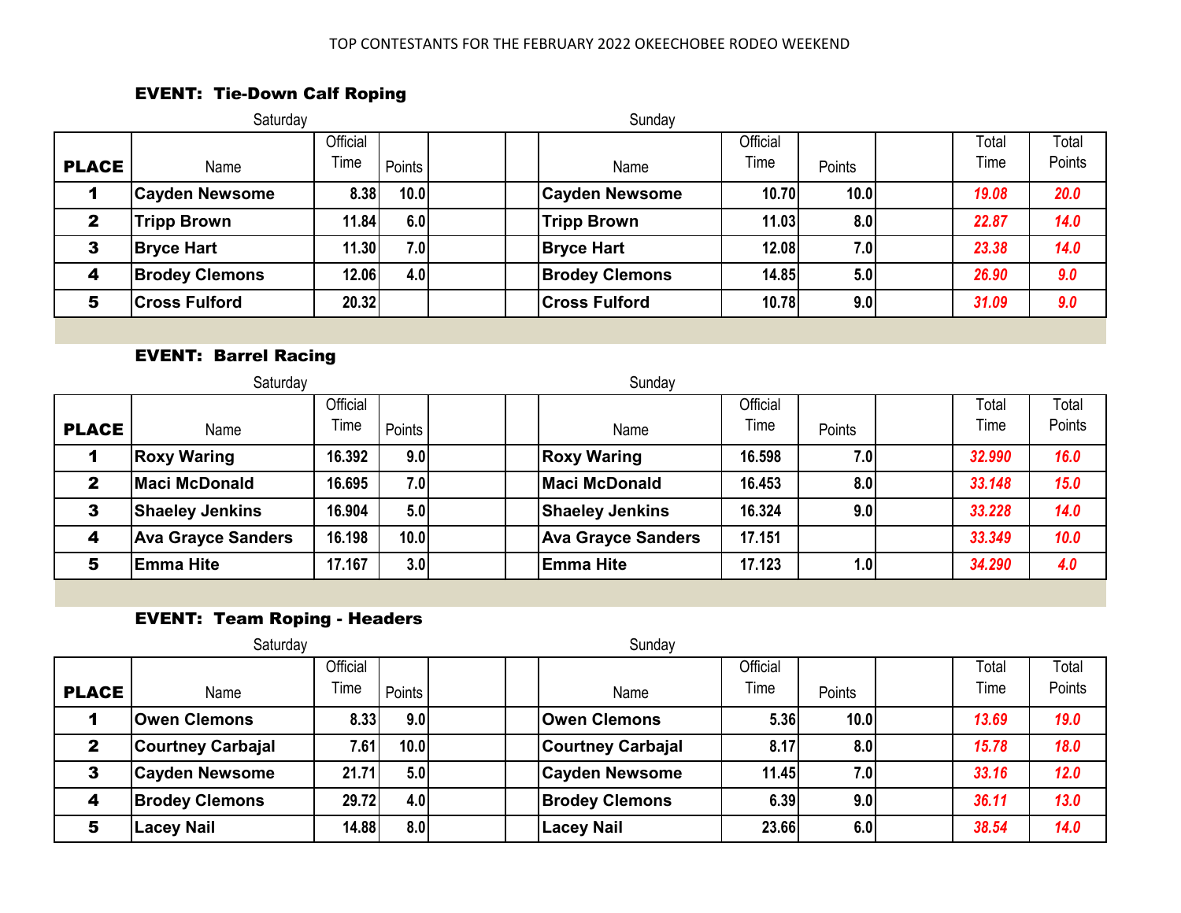TOP CONTESTANTS FOR THE FEBRUARY 2022 OKEECHOBEE RODEO WEEKEND

### EVENT: Tie-Down Calf Roping

| | Saturday | | | | | Sunday | | | | | |
|---|---|---|---|---|---|---|---|---|---|---|---|
| **PLACE** | Name | Official Time | Points | | | Name | Official Time | Points | | Total Time | Total Points |
| **1** | **Cayden Newsome** | **8.38** | **10.0** | | | **Cayden Newsome** | **10.70** | **10.0** | | ***19.08*** | ***20.0*** |
| **2** | **Tripp Brown** | **11.84** | **6.0** | | | **Tripp Brown** | **11.03** | **8.0** | | ***22.87*** | ***14.0*** |
| **3** | **Bryce Hart** | **11.30** | **7.0** | | | **Bryce Hart** | **12.08** | **7.0** | | ***23.38*** | ***14.0*** |
| **4** | **Brodey Clemons** | **12.06** | **4.0** | | | **Brodey Clemons** | **14.85** | **5.0** | | ***26.90*** | ***9.0*** |
| **5** | **Cross Fulford** | **20.32** | | | | **Cross Fulford** | **10.78** | **9.0** | | ***31.09*** | ***9.0*** |

### EVENT: Barrel Racing

| | Saturday | | | | | Sunday | | | | | |
|---|---|---|---|---|---|---|---|---|---|---|---|
| **PLACE** | Name | Official Time | Points | | | Name | Official Time | Points | | Total Time | Total Points |
| **1** | **Roxy Waring** | **16.392** | **9.0** | | | **Roxy Waring** | **16.598** | **7.0** | | ***32.990*** | ***16.0*** |
| **2** | **Maci McDonald** | **16.695** | **7.0** | | | **Maci McDonald** | **16.453** | **8.0** | | ***33.148*** | ***15.0*** |
| **3** | **Shaeley Jenkins** | **16.904** | **5.0** | | | **Shaeley Jenkins** | **16.324** | **9.0** | | ***33.228*** | ***14.0*** |
| **4** | **Ava Grayce Sanders** | **16.198** | **10.0** | | | **Ava Grayce Sanders** | **17.151** | | | ***33.349*** | ***10.0*** |
| **5** | **Emma Hite** | **17.167** | **3.0** | | | **Emma Hite** | **17.123** | **1.0** | | ***34.290*** | ***4.0*** |

### EVENT: Team Roping - Headers

| | Saturday | | | | | Sunday | | | | | |
|---|---|---|---|---|---|---|---|---|---|---|---|
| **PLACE** | Name | Official Time | Points | | | Name | Official Time | Points | | Total Time | Total Points |
| **1** | **Owen Clemons** | **8.33** | **9.0** | | | **Owen Clemons** | **5.36** | **10.0** | | ***13.69*** | ***19.0*** |
| **2** | **Courtney Carbajal** | **7.61** | **10.0** | | | **Courtney Carbajal** | **8.17** | **8.0** | | ***15.78*** | ***18.0*** |
| **3** | **Cayden Newsome** | **21.71** | **5.0** | | | **Cayden Newsome** | **11.45** | **7.0** | | ***33.16*** | ***12.0*** |
| **4** | **Brodey Clemons** | **29.72** | **4.0** | | | **Brodey Clemons** | **6.39** | **9.0** | | ***36.11*** | ***13.0*** |
| **5** | **Lacey Nail** | **14.88** | **8.0** | | | **Lacey Nail** | **23.66** | **6.0** | | ***38.54*** | ***14.0*** |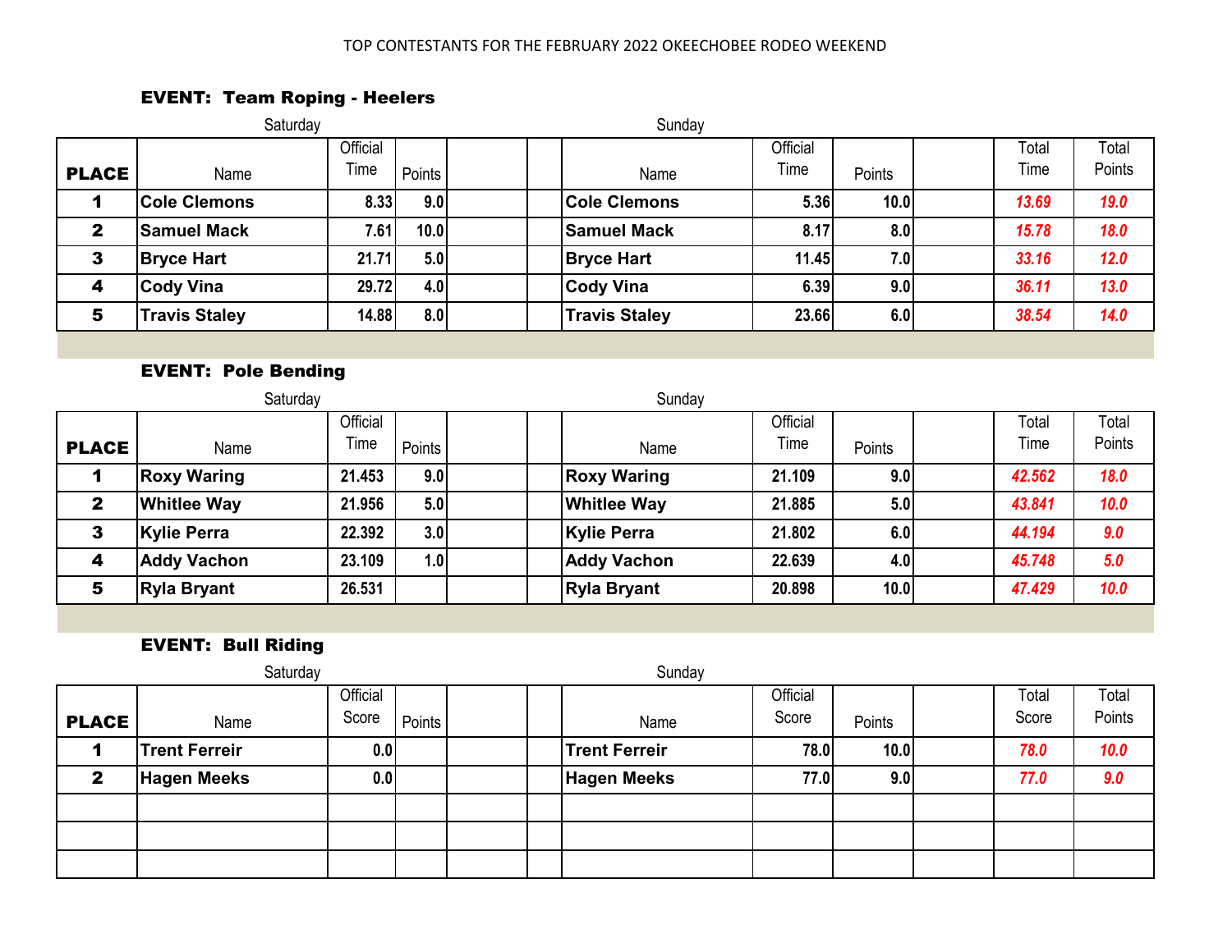TOP CONTESTANTS FOR THE FEBRUARY 2022 OKEECHOBEE RODEO WEEKEND

### EVENT: Team Roping - Heelers

| | Saturday | | | | | Sunday | | | | | |
|---|---|---|---|---|---|---|---|---|---|---|---|
| **PLACE** | Name | Official Time | Points | | | Name | Official Time | Points | | Total Time | Total Points |
| **1** | **Cole Clemons** | **8.33** | **9.0** | | | **Cole Clemons** | **5.36** | **10.0** | | ***13.69*** | ***19.0*** |
| **2** | **Samuel Mack** | **7.61** | **10.0** | | | **Samuel Mack** | **8.17** | **8.0** | | ***15.78*** | ***18.0*** |
| **3** | **Bryce Hart** | **21.71** | **5.0** | | | **Bryce Hart** | **11.45** | **7.0** | | ***33.16*** | ***12.0*** |
| **4** | **Cody Vina** | **29.72** | **4.0** | | | **Cody Vina** | **6.39** | **9.0** | | ***36.11*** | ***13.0*** |
| **5** | **Travis Staley** | **14.88** | **8.0** | | | **Travis Staley** | **23.66** | **6.0** | | ***38.54*** | ***14.0*** |

### EVENT: Pole Bending

| | Saturday | | | | | Sunday | | | | | |
|---|---|---|---|---|---|---|---|---|---|---|---|
| **PLACE** | Name | Official Time | Points | | | Name | Official Time | Points | | Total Time | Total Points |
| **1** | **Roxy Waring** | **21.453** | **9.0** | | | **Roxy Waring** | **21.109** | **9.0** | | ***42.562*** | ***18.0*** |
| **2** | **Whitlee Way** | **21.956** | **5.0** | | | **Whitlee Way** | **21.885** | **5.0** | | ***43.841*** | ***10.0*** |
| **3** | **Kylie Perra** | **22.392** | **3.0** | | | **Kylie Perra** | **21.802** | **6.0** | | ***44.194*** | ***9.0*** |
| **4** | **Addy Vachon** | **23.109** | **1.0** | | | **Addy Vachon** | **22.639** | **4.0** | | ***45.748*** | ***5.0*** |
| **5** | **Ryla Bryant** | **26.531** | | | | **Ryla Bryant** | **20.898** | **10.0** | | ***47.429*** | ***10.0*** |

### EVENT: Bull Riding

| | Saturday | | | | | Sunday | | | | | |
|---|---|---|---|---|---|---|---|---|---|---|---|
| **PLACE** | Name | Official Score | Points | | | Name | Official Score | Points | | Total Score | Total Points |
| **1** | **Trent Ferreir** | **0.0** | | | | **Trent Ferreir** | **78.0** | **10.0** | | ***78.0*** | ***10.0*** |
| **2** | **Hagen Meeks** | **0.0** | | | | **Hagen Meeks** | **77.0** | **9.0** | | ***77.0*** | ***9.0*** |
| | | | | | | | | | | | |
| | | | | | | | | | | | |
| | | | | | | | | | | | |